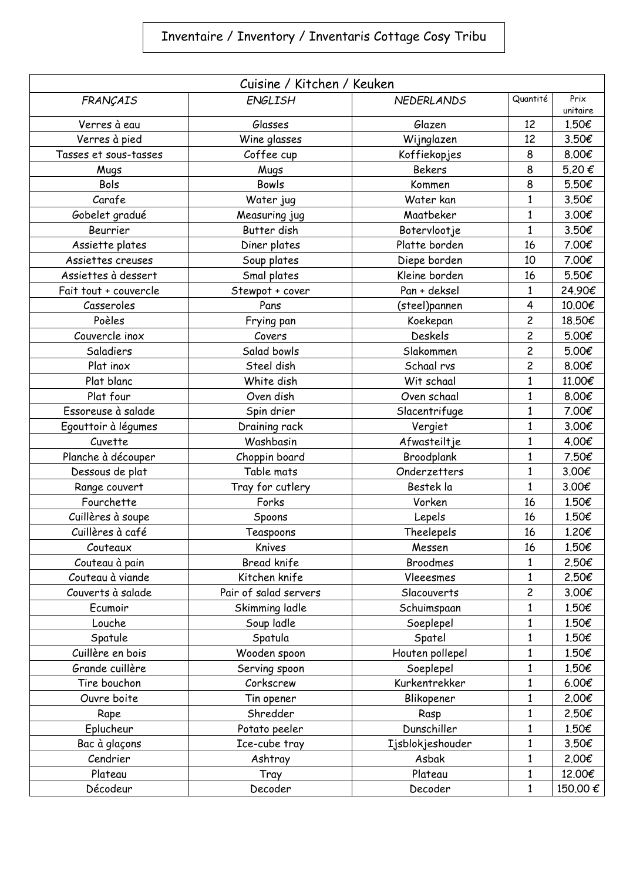# Inventaire / Inventory / Inventaris Cottage Cosy Tribu

| Cuisine / Kitchen / Keuken | | | | |
|---|---|---|---|---|
| *FRANÇAIS* | *ENGLISH* | *NEDERLANDS* | Quantité | Prix unitaire |
| Verres à eau | Glasses | Glazen | 12 | 1.50€ |
| Verres à pied | Wine glasses | Wijnglazen | 12 | 3.50€ |
| Tasses et sous-tasses | Coffee cup | Koffiekopjes | 8 | 8.00€ |
| Mugs | Mugs | Bekers | 8 | 5.20 € |
| Bols | Bowls | Kommen | 8 | 5.50€ |
| Carafe | Water jug | Water kan | 1 | 3.50€ |
| Gobelet gradué | Measuring jug | Maatbeker | 1 | 3.00€ |
| Beurrier | Butter dish | Botervlootje | 1 | 3.50€ |
| Assiette plates | Diner plates | Platte borden | 16 | 7.00€ |
| Assiettes creuses | Soup plates | Diepe borden | 10 | 7.00€ |
| Assiettes à dessert | Smal plates | Kleine borden | 16 | 5.50€ |
| Fait tout + couvercle | Stewpot + cover | Pan + deksel | 1 | 24.90€ |
| Casseroles | Pans | (steel)pannen | 4 | 10.00€ |
| Poèles | Frying pan | Koekepan | 2 | 18.50€ |
| Couvercle inox | Covers | Deskels | 2 | 5.00€ |
| Saladiers | Salad bowls | Slakommen | 2 | 5.00€ |
| Plat inox | Steel dish | Schaal rvs | 2 | 8.00€ |
| Plat blanc | White dish | Wit schaal | 1 | 11.00€ |
| Plat four | Oven dish | Oven schaal | 1 | 8.00€ |
| Essoreuse à salade | Spin drier | Slacentrifuge | 1 | 7.00€ |
| Egouttoir à légumes | Draining rack | Vergiet | 1 | 3.00€ |
| Cuvette | Washbasin | Afwasteiltje | 1 | 4.00€ |
| Planche à découper | Choppin board | Broodplank | 1 | 7.50€ |
| Dessous de plat | Table mats | Onderzetters | 1 | 3.00€ |
| Range couvert | Tray for cutlery | Bestek la | 1 | 3.00€ |
| Fourchette | Forks | Vorken | 16 | 1.50€ |
| Cuillères à soupe | Spoons | Lepels | 16 | 1.50€ |
| Cuillères à café | Teaspoons | Theelepels | 16 | 1.20€ |
| Couteaux | Knives | Messen | 16 | 1.50€ |
| Couteau à pain | Bread knife | Broodmes | 1 | 2.50€ |
| Couteau à viande | Kitchen knife | Vleeesmes | 1 | 2.50€ |
| Couverts à salade | Pair of salad servers | Slacouverts | 2 | 3.00€ |
| Ecumoir | Skimming ladle | Schuimspaan | 1 | 1.50€ |
| Louche | Soup ladle | Soeplepel | 1 | 1.50€ |
| Spatule | Spatula | Spatel | 1 | 1.50€ |
| Cuillère en bois | Wooden spoon | Houten pollepel | 1 | 1.50€ |
| Grande cuillère | Serving spoon | Soeplepel | 1 | 1.50€ |
| Tire bouchon | Corkscrew | Kurkentrekker | 1 | 6.00€ |
| Ouvre boite | Tin opener | Blikopener | 1 | 2.00€ |
| Rape | Shredder | Rasp | 1 | 2.50€ |
| Eplucheur | Potato peeler | Dunschiller | 1 | 1.50€ |
| Bac à glaçons | Ice-cube tray | Ijsblokjeshouder | 1 | 3.50€ |
| Cendrier | Ashtray | Asbak | 1 | 2.00€ |
| Plateau | Tray | Plateau | 1 | 12.00€ |
| Décodeur | Decoder | Decoder | 1 | 150.00 € |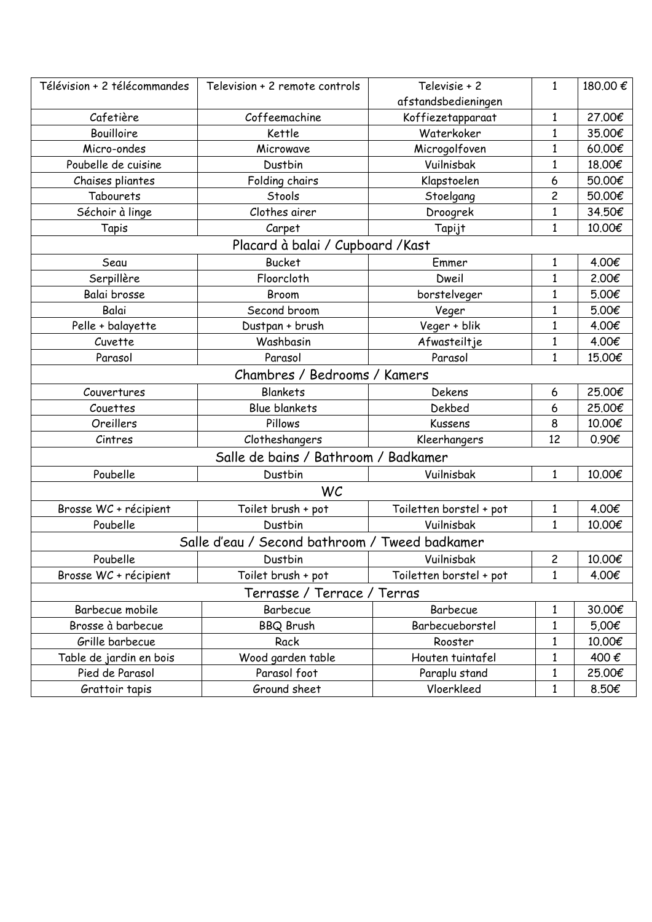| | | | | |
|---|---|---|---|---|
| Télévision + 2 télécommandes | Television + 2 remote controls | Televisie + 2 afstandsbedieningen | 1 | 180.00 € |
| Cafetière | Coffeemachine | Koffiezetapparaat | 1 | 27.00€ |
| Bouilloire | Kettle | Waterkoker | 1 | 35.00€ |
| Micro-ondes | Microwave | Microgolfoven | 1 | 60.00€ |
| Poubelle de cuisine | Dustbin | Vuilnisbak | 1 | 18.00€ |
| Chaises pliantes | Folding chairs | Klapstoelen | 6 | 50.00€ |
| Tabourets | Stools | Stoelgang | 2 | 50.00€ |
| Séchoir à linge | Clothes airer | Droogrek | 1 | 34.50€ |
| Tapis | Carpet | Tapijt | 1 | 10.00€ |
| Placard à balai / Cupboard /Kast | | | | |
| Seau | Bucket | Emmer | 1 | 4.00€ |
| Serpillère | Floorcloth | Dweil | 1 | 2.00€ |
| Balai brosse | Broom | borstelveger | 1 | 5.00€ |
| Balai | Second broom | Veger | 1 | 5.00€ |
| Pelle + balayette | Dustpan + brush | Veger + blik | 1 | 4.00€ |
| Cuvette | Washbasin | Afwasteiltje | 1 | 4.00€ |
| Parasol | Parasol | Parasol | 1 | 15.00€ |
| Chambres / Bedrooms / Kamers | | | | |
| Couvertures | Blankets | Dekens | 6 | 25.00€ |
| Couettes | Blue blankets | Dekbed | 6 | 25.00€ |
| Oreillers | Pillows | Kussens | 8 | 10.00€ |
| Cintres | Clotheshangers | Kleerhangers | 12 | 0.90€ |
| Salle de bains / Bathroom / Badkamer | | | | |
| Poubelle | Dustbin | Vuilnisbak | 1 | 10.00€ |
| WC | | | | |
| Brosse WC + récipient | Toilet brush + pot | Toiletten borstel + pot | 1 | 4.00€ |
| Poubelle | Dustbin | Vuilnisbak | 1 | 10.00€ |
| Salle d'eau / Second bathroom / Tweed badkamer | | | | |
| Poubelle | Dustbin | Vuilnisbak | 2 | 10.00€ |
| Brosse WC + récipient | Toilet brush + pot | Toiletten borstel + pot | 1 | 4.00€ |
| Terrasse / Terrace / Terras | | | | |
| Barbecue mobile | Barbecue | Barbecue | 1 | 30.00€ |
| Brosse à barbecue | BBQ Brush | Barbecueborstel | 1 | 5,00€ |
| Grille barbecue | Rack | Rooster | 1 | 10.00€ |
| Table de jardin en bois | Wood garden table | Houten tuintafel | 1 | 400 € |
| Pied de Parasol | Parasol foot | Paraplu stand | 1 | 25.00€ |
| Grattoir tapis | Ground sheet | Vloerkleed | 1 | 8.50€ |